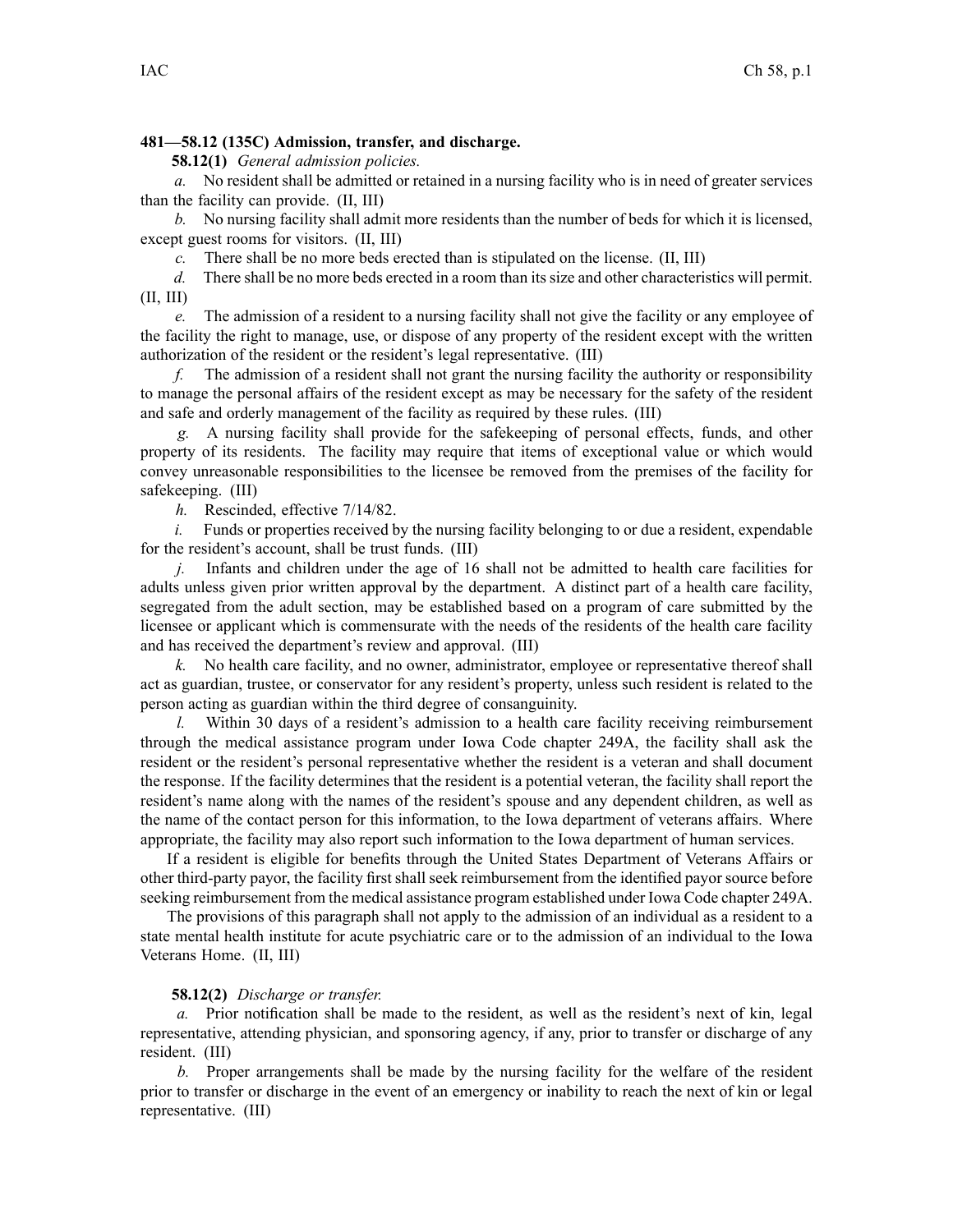**481—58.12 (135C) Admission, transfer, and discharge.**

**58.12(1)** *General admission policies.*

*a.* No resident shall be admitted or retained in a nursing facility who is in need of greater services than the facility can provide. (II, III)

*b.* No nursing facility shall admit more residents than the number of beds for which it is licensed, except guest rooms for visitors. (II, III)

*c.* There shall be no more beds erected than is stipulated on the license. (II, III)

*d.* There shall be no more beds erected in a room than its size and other characteristics will permit. (II, III)

*e.* The admission of a resident to a nursing facility shall not give the facility or any employee of the facility the right to manage, use, or dispose of any property of the resident except with the written authorization of the resident or the resident's legal representative. (III)

*f.* The admission of a resident shall not grant the nursing facility the authority or responsibility to manage the personal affairs of the resident except as may be necessary for the safety of the resident and safe and orderly management of the facility as required by these rules. (III)

*g.* A nursing facility shall provide for the safekeeping of personal effects, funds, and other property of its residents. The facility may require that items of exceptional value or which would convey unreasonable responsibilities to the licensee be removed from the premises of the facility for safekeeping. (III)

*h.* Rescinded, effective 7/14/82.

*i.* Funds or properties received by the nursing facility belonging to or due a resident, expendable for the resident's account, shall be trust funds. (III)

*j.* Infants and children under the age of 16 shall not be admitted to health care facilities for adults unless given prior written approval by the department. A distinct part of a health care facility, segregated from the adult section, may be established based on a program of care submitted by the licensee or applicant which is commensurate with the needs of the residents of the health care facility and has received the department's review and approval. (III)

*k.* No health care facility, and no owner, administrator, employee or representative thereof shall act as guardian, trustee, or conservator for any resident's property, unless such resident is related to the person acting as guardian within the third degree of consanguinity.

*l.* Within 30 days of a resident's admission to a health care facility receiving reimbursement through the medical assistance program under Iowa Code chapter 249A, the facility shall ask the resident or the resident's personal representative whether the resident is a veteran and shall document the response. If the facility determines that the resident is a potential veteran, the facility shall report the resident's name along with the names of the resident's spouse and any dependent children, as well as the name of the contact person for this information, to the Iowa department of veterans affairs. Where appropriate, the facility may also report such information to the Iowa department of human services.

If a resident is eligible for benefits through the United States Department of Veterans Affairs or other third-party payor, the facility first shall seek reimbursement from the identified payor source before seeking reimbursement from the medical assistance program established under Iowa Code chapter 249A.

The provisions of this paragraph shall not apply to the admission of an individual as a resident to a state mental health institute for acute psychiatric care or to the admission of an individual to the Iowa Veterans Home. (II, III)

**58.12(2)** *Discharge or transfer.*

*a.* Prior notification shall be made to the resident, as well as the resident's next of kin, legal representative, attending physician, and sponsoring agency, if any, prior to transfer or discharge of any resident. (III)

*b.* Proper arrangements shall be made by the nursing facility for the welfare of the resident prior to transfer or discharge in the event of an emergency or inability to reach the next of kin or legal representative. (III)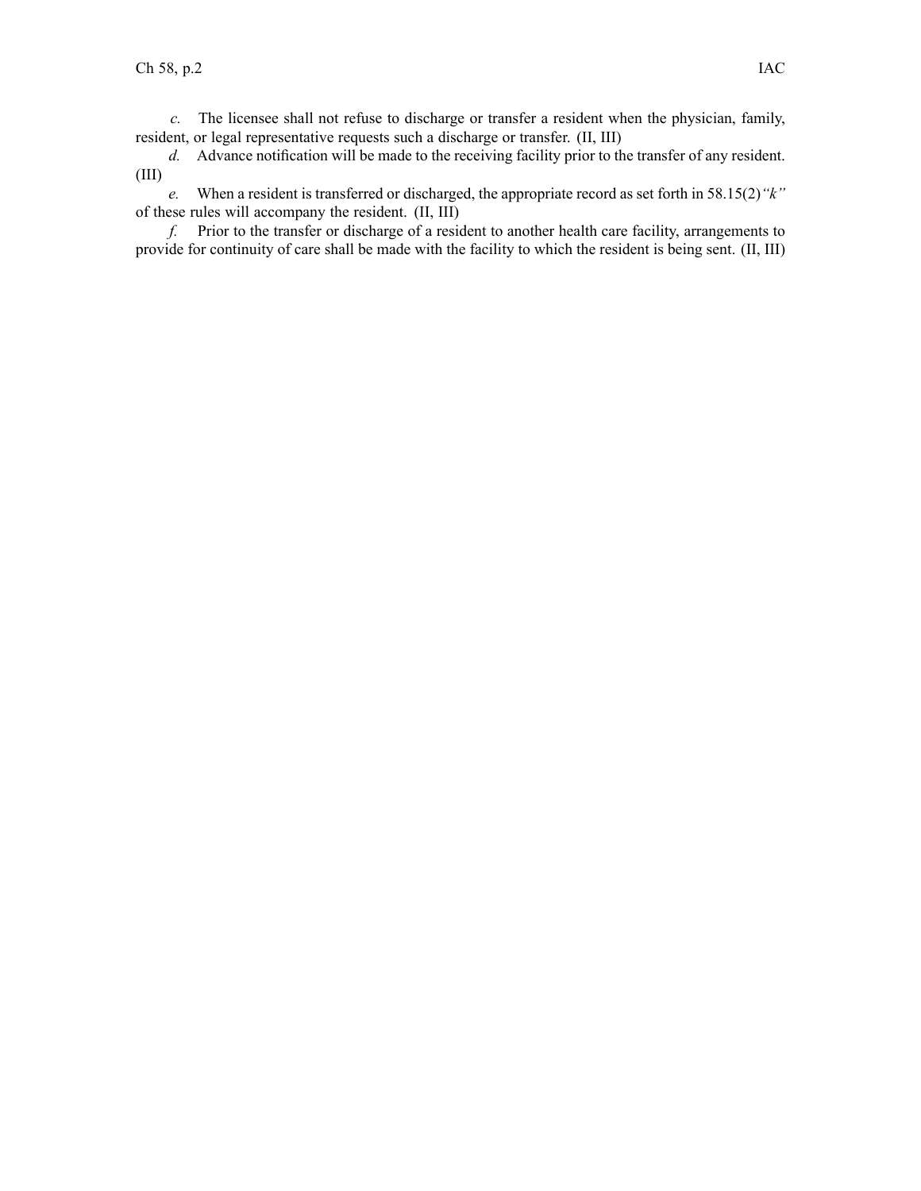*c.* The licensee shall not refuse to discharge or transfer a resident when the physician, family, resident, or legal representative requests such a discharge or transfer. (II, III)

*d.* Advance notification will be made to the receiving facility prior to the transfer of any resident. (III)

*e.* When a resident is transferred or discharged, the appropriate record as set forth in 58.15(2)*"k"* of these rules will accompany the resident. (II, III)

*f.* Prior to the transfer or discharge of a resident to another health care facility, arrangements to provide for continuity of care shall be made with the facility to which the resident is being sent. (II, III)